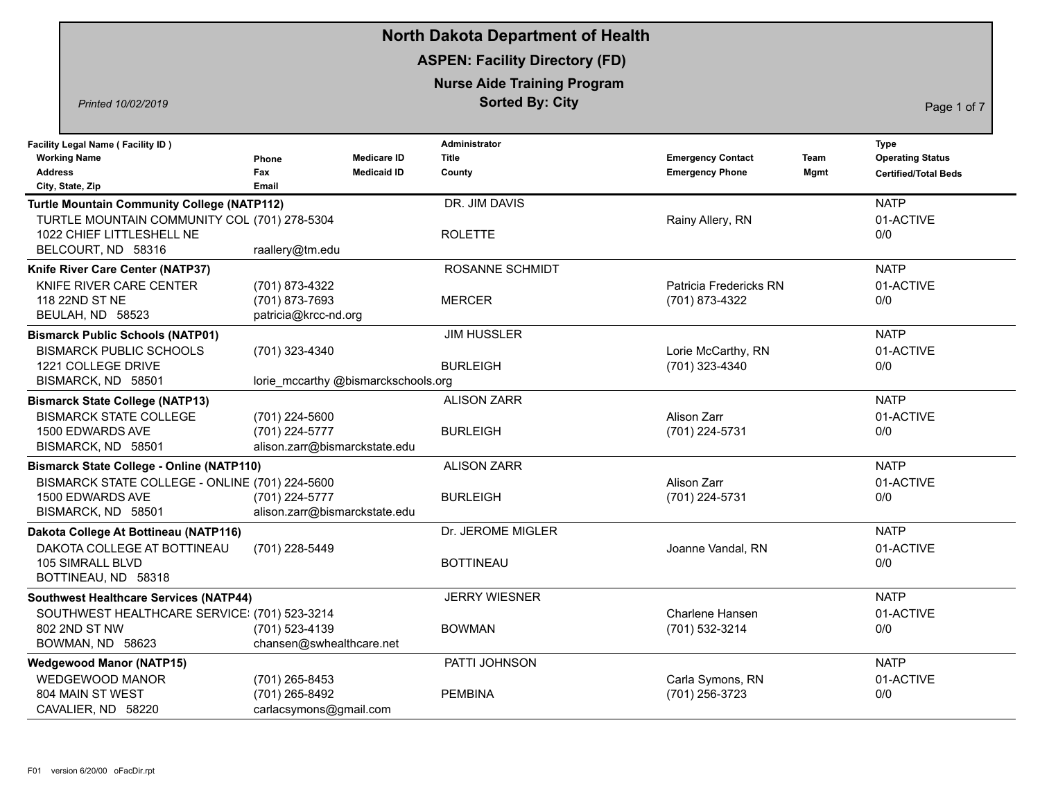# North Dakota Department of Health

## ASPEN: Facility Directory (FD)

### Nurse Aide Training Program

**Sorted By: City**

*Printed 10/02/2019*

| Facility Legal Name ( Facility ID ) / Working Name / Address / City, State, Zip | Phone / Fax / Email | Medicare ID / Medicaid ID | Administrator / Title / County | Emergency Contact / Emergency Phone | Team Mgmt | Type / Operating Status / Certified/Total Beds |
|---|---|---|---|---|---|---|
| **Turtle Mountain Community College (NATP112)**<br>TURTLE MOUNTAIN COMMUNITY COL<br>1022 CHIEF LITTLESHELL NE<br>BELCOURT, ND 58316 | (701) 278-5304<br><br>raallery@tm.edu | | DR. JIM DAVIS<br><br>ROLETTE | Rainy Allery, RN | | NATP<br>01-ACTIVE<br>0/0 |
| **Knife River Care Center (NATP37)**<br>KNIFE RIVER CARE CENTER<br>118 22ND ST NE<br>BEULAH, ND 58523 | (701) 873-4322<br>(701) 873-7693<br>patricia@krcc-nd.org | | ROSANNE SCHMIDT<br><br>MERCER | Patricia Fredericks RN<br>(701) 873-4322 | | NATP<br>01-ACTIVE<br>0/0 |
| **Bismarck Public Schools (NATP01)**<br>BISMARCK PUBLIC SCHOOLS<br>1221 COLLEGE DRIVE<br>BISMARCK, ND 58501 | (701) 323-4340<br><br>lorie_mccarthy @bismarckschools.org | | JIM HUSSLER<br><br>BURLEIGH | Lorie McCarthy, RN<br>(701) 323-4340 | | NATP<br>01-ACTIVE<br>0/0 |
| **Bismarck State College (NATP13)**<br>BISMARCK STATE COLLEGE<br>1500 EDWARDS AVE<br>BISMARCK, ND 58501 | (701) 224-5600<br>(701) 224-5777<br>alison.zarr@bismarckstate.edu | | ALISON ZARR<br><br>BURLEIGH | Alison Zarr<br>(701) 224-5731 | | NATP<br>01-ACTIVE<br>0/0 |
| **Bismarck State College - Online (NATP110)**<br>BISMARCK STATE COLLEGE - ONLINE<br>1500 EDWARDS AVE<br>BISMARCK, ND 58501 | (701) 224-5600<br>(701) 224-5777<br>alison.zarr@bismarckstate.edu | | ALISON ZARR<br><br>BURLEIGH | Alison Zarr<br>(701) 224-5731 | | NATP<br>01-ACTIVE<br>0/0 |
| **Dakota College At Bottineau (NATP116)**<br>DAKOTA COLLEGE AT BOTTINEAU<br>105 SIMRALL BLVD<br>BOTTINEAU, ND 58318 | (701) 228-5449 | | Dr. JEROME MIGLER<br><br>BOTTINEAU | Joanne Vandal, RN | | NATP<br>01-ACTIVE<br>0/0 |
| **Southwest Healthcare Services (NATP44)**<br>SOUTHWEST HEALTHCARE SERVICE:<br>802 2ND ST NW<br>BOWMAN, ND 58623 | (701) 523-3214<br>(701) 523-4139<br>chansen@swhealthcare.net | | JERRY WIESNER<br><br>BOWMAN | Charlene Hansen<br>(701) 532-3214 | | NATP<br>01-ACTIVE<br>0/0 |
| **Wedgewood Manor (NATP15)**<br>WEDGEWOOD MANOR<br>804 MAIN ST WEST<br>CAVALIER, ND 58220 | (701) 265-8453<br>(701) 265-8492<br>carlacsymons@gmail.com | | PATTI JOHNSON<br><br>PEMBINA | Carla Symons, RN<br>(701) 256-3723 | | NATP<br>01-ACTIVE<br>0/0 |

F01 version 6/20/00 oFacDir.rpt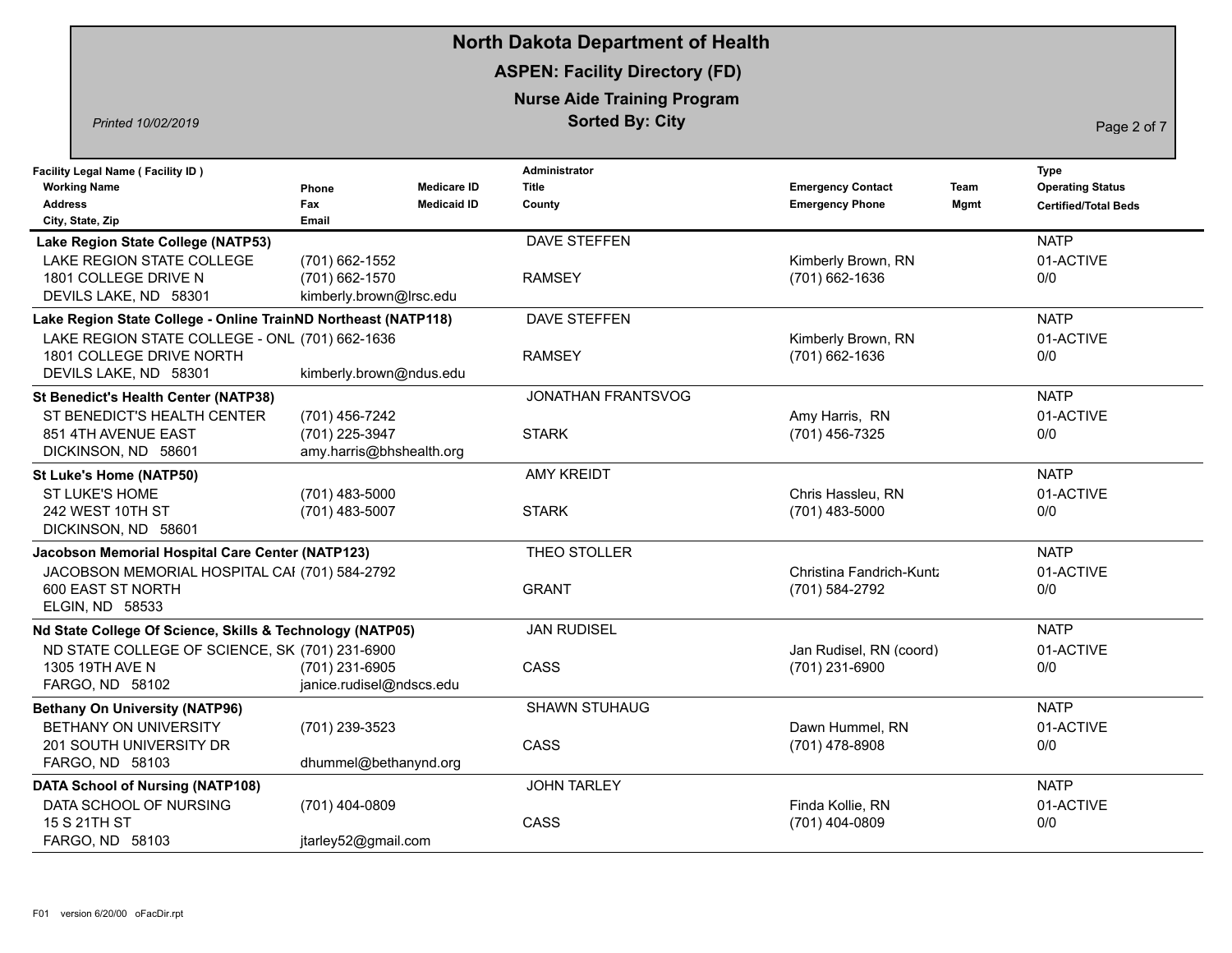# North Dakota Department of Health

## ASPEN: Facility Directory (FD)

### Nurse Aide Training Program

**Sorted By: City**

*Printed 10/02/2019*

| Facility Legal Name ( Facility ID ) / Working Name / Address / City, State, Zip | Phone / Fax / Email | Medicare ID / Medicaid ID | Administrator / Title / County | Emergency Contact / Emergency Phone | Team Mgmt | Type / Operating Status / Certified/Total Beds |
|---|---|---|---|---|---|---|
| **Lake Region State College (NATP53)**<br>LAKE REGION STATE COLLEGE<br>1801 COLLEGE DRIVE N<br>DEVILS LAKE, ND 58301 | (701) 662-1552<br>(701) 662-1570<br>kimberly.brown@lrsc.edu | | DAVE STEFFEN<br><br>RAMSEY | Kimberly Brown, RN<br>(701) 662-1636 | | NATP<br>01-ACTIVE<br>0/0 |
| **Lake Region State College - Online TrainND Northeast (NATP118)**<br>LAKE REGION STATE COLLEGE - ONL<br>1801 COLLEGE DRIVE NORTH<br>DEVILS LAKE, ND 58301 | (701) 662-1636<br><br>kimberly.brown@ndus.edu | | DAVE STEFFEN<br><br>RAMSEY | Kimberly Brown, RN<br>(701) 662-1636 | | NATP<br>01-ACTIVE<br>0/0 |
| **St Benedict's Health Center (NATP38)**<br>ST BENEDICT'S HEALTH CENTER<br>851 4TH AVENUE EAST<br>DICKINSON, ND 58601 | (701) 456-7242<br>(701) 225-3947<br>amy.harris@bhshealth.org | | JONATHAN FRANTSVOG<br><br>STARK | Amy Harris, RN<br>(701) 456-7325 | | NATP<br>01-ACTIVE<br>0/0 |
| **St Luke's Home (NATP50)**<br>ST LUKE'S HOME<br>242 WEST 10TH ST<br>DICKINSON, ND 58601 | (701) 483-5000<br>(701) 483-5007 | | AMY KREIDT<br><br>STARK | Chris Hassleu, RN<br>(701) 483-5000 | | NATP<br>01-ACTIVE<br>0/0 |
| **Jacobson Memorial Hospital Care Center (NATP123)**<br>JACOBSON MEMORIAL HOSPITAL CAI<br>600 EAST ST NORTH<br>ELGIN, ND 58533 | (701) 584-2792 | | THEO STOLLER<br><br>GRANT | Christina Fandrich-Kuntz<br>(701) 584-2792 | | NATP<br>01-ACTIVE<br>0/0 |
| **Nd State College Of Science, Skills & Technology (NATP05)**<br>ND STATE COLLEGE OF SCIENCE, SK<br>1305 19TH AVE N<br>FARGO, ND 58102 | (701) 231-6900<br>(701) 231-6905<br>janice.rudisel@ndscs.edu | | JAN RUDISEL<br><br>CASS | Jan Rudisel, RN (coord)<br>(701) 231-6900 | | NATP<br>01-ACTIVE<br>0/0 |
| **Bethany On University (NATP96)**<br>BETHANY ON UNIVERSITY<br>201 SOUTH UNIVERSITY DR<br>FARGO, ND 58103 | (701) 239-3523<br><br>dhummel@bethanynd.org | | SHAWN STUHAUG<br><br>CASS | Dawn Hummel, RN<br>(701) 478-8908 | | NATP<br>01-ACTIVE<br>0/0 |
| **DATA School of Nursing (NATP108)**<br>DATA SCHOOL OF NURSING<br>15 S 21TH ST<br>FARGO, ND 58103 | (701) 404-0809<br><br>jtarley52@gmail.com | | JOHN TARLEY<br><br>CASS | Finda Kollie, RN<br>(701) 404-0809 | | NATP<br>01-ACTIVE<br>0/0 |

F01 version 6/20/00 oFacDir.rpt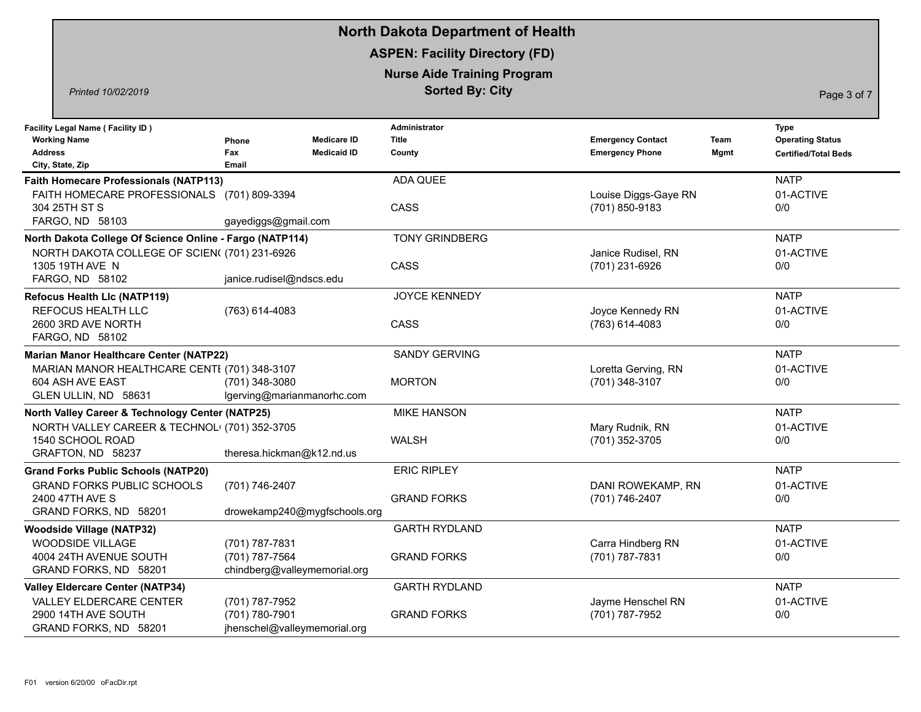# North Dakota Department of Health

## ASPEN: Facility Directory (FD)

### Nurse Aide Training Program

**Sorted By: City**

*Printed 10/02/2019*

| Facility Legal Name ( Facility ID ) / Working Name / Address / City, State, Zip | Phone / Fax / Email | Medicare ID / Medicaid ID | Administrator / Title / County | Emergency Contact / Emergency Phone | Team Mgmt | Type / Operating Status / Certified/Total Beds |
|---|---|---|---|---|---|---|
| **Faith Homecare Professionals (NATP113)**<br>FAITH HOMECARE PROFESSIONALS<br>304 25TH ST S<br>FARGO, ND 58103 | (701) 809-3394<br><br>gayediggs@gmail.com | | ADA QUEE<br><br>CASS | Louise Diggs-Gaye RN<br>(701) 850-9183 | | NATP<br>01-ACTIVE<br>0/0 |
| **North Dakota College Of Science Online - Fargo (NATP114)**<br>NORTH DAKOTA COLLEGE OF SCIEN(<br>1305 19TH AVE N<br>FARGO, ND 58102 | (701) 231-6926<br><br>janice.rudisel@ndscs.edu | | TONY GRINDBERG<br><br>CASS | Janice Rudisel, RN<br>(701) 231-6926 | | NATP<br>01-ACTIVE<br>0/0 |
| **Refocus Health Llc (NATP119)**<br>REFOCUS HEALTH LLC<br>2600 3RD AVE NORTH<br>FARGO, ND 58102 | (763) 614-4083 | | JOYCE KENNEDY<br><br>CASS | Joyce Kennedy RN<br>(763) 614-4083 | | NATP<br>01-ACTIVE<br>0/0 |
| **Marian Manor Healthcare Center (NATP22)**<br>MARIAN MANOR HEALTHCARE CENTI<br>604 ASH AVE EAST<br>GLEN ULLIN, ND 58631 | (701) 348-3107<br>(701) 348-3080<br>lgerving@marianmanorhc.com | | SANDY GERVING<br><br>MORTON | Loretta Gerving, RN<br>(701) 348-3107 | | NATP<br>01-ACTIVE<br>0/0 |
| **North Valley Career & Technology Center (NATP25)**<br>NORTH VALLEY CAREER & TECHNOL<br>1540 SCHOOL ROAD<br>GRAFTON, ND 58237 | (701) 352-3705<br><br>theresa.hickman@k12.nd.us | | MIKE HANSON<br><br>WALSH | Mary Rudnik, RN<br>(701) 352-3705 | | NATP<br>01-ACTIVE<br>0/0 |
| **Grand Forks Public Schools (NATP20)**<br>GRAND FORKS PUBLIC SCHOOLS<br>2400 47TH AVE S<br>GRAND FORKS, ND 58201 | (701) 746-2407<br><br>drowekamp240@mygfschools.org | | ERIC RIPLEY<br><br>GRAND FORKS | DANI ROWEKAMP, RN<br>(701) 746-2407 | | NATP<br>01-ACTIVE<br>0/0 |
| **Woodside Village (NATP32)**<br>WOODSIDE VILLAGE<br>4004 24TH AVENUE SOUTH<br>GRAND FORKS, ND 58201 | (701) 787-7831<br>(701) 787-7564<br>chindberg@valleymemorial.org | | GARTH RYDLAND<br><br>GRAND FORKS | Carra Hindberg RN<br>(701) 787-7831 | | NATP<br>01-ACTIVE<br>0/0 |
| **Valley Eldercare Center (NATP34)**<br>VALLEY ELDERCARE CENTER<br>2900 14TH AVE SOUTH<br>GRAND FORKS, ND 58201 | (701) 787-7952<br>(701) 780-7901<br>jhenschel@valleymemorial.org | | GARTH RYDLAND<br><br>GRAND FORKS | Jayme Henschel RN<br>(701) 787-7952 | | NATP<br>01-ACTIVE<br>0/0 |

F01 version 6/20/00 oFacDir.rpt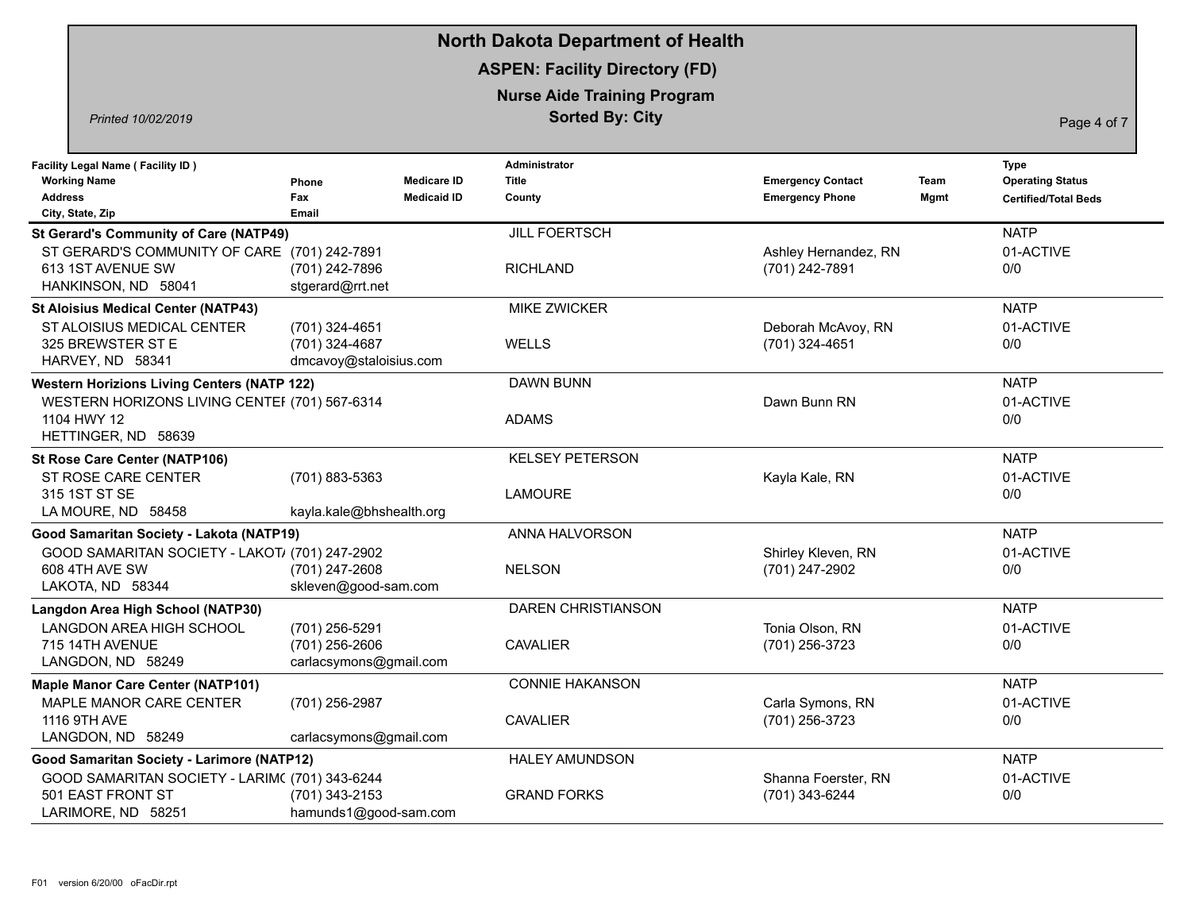# North Dakota Department of Health

## ASPEN: Facility Directory (FD)

## Nurse Aide Training Program

**Sorted By: City**

*Printed 10/02/2019*

| Facility Legal Name ( Facility ID ) / Working Name / Address / City, State, Zip | Phone / Fax / Email | Medicare ID / Medicaid ID | Administrator / Title / County | Emergency Contact / Emergency Phone | Team Mgmt | Type / Operating Status / Certified/Total Beds |
|---|---|---|---|---|---|---|
| **St Gerard's Community of Care (NATP49)**<br>ST GERARD'S COMMUNITY OF CARE<br>613 1ST AVENUE SW<br>HANKINSON, ND 58041 | (701) 242-7891<br>(701) 242-7896<br>stgerard@rrt.net | | JILL FOERTSCH<br><br>RICHLAND | Ashley Hernandez, RN<br>(701) 242-7891 | | NATP<br>01-ACTIVE<br>0/0 |
| **St Aloisius Medical Center (NATP43)**<br>ST ALOISIUS MEDICAL CENTER<br>325 BREWSTER ST E<br>HARVEY, ND 58341 | (701) 324-4651<br>(701) 324-4687<br>dmcavoy@staloisius.com | | MIKE ZWICKER<br><br>WELLS | Deborah McAvoy, RN<br>(701) 324-4651 | | NATP<br>01-ACTIVE<br>0/0 |
| **Western Horizions Living Centers (NATP 122)**<br>WESTERN HORIZONS LIVING CENTEI<br>1104 HWY 12<br>HETTINGER, ND 58639 | (701) 567-6314 | | DAWN BUNN<br><br>ADAMS | Dawn Bunn RN | | NATP<br>01-ACTIVE<br>0/0 |
| **St Rose Care Center (NATP106)**<br>ST ROSE CARE CENTER<br>315 1ST ST SE<br>LA MOURE, ND 58458 | (701) 883-5363<br><br>kayla.kale@bhshealth.org | | KELSEY PETERSON<br><br>LAMOURE | Kayla Kale, RN | | NATP<br>01-ACTIVE<br>0/0 |
| **Good Samaritan Society - Lakota (NATP19)**<br>GOOD SAMARITAN SOCIETY - LAKOT/<br>608 4TH AVE SW<br>LAKOTA, ND 58344 | (701) 247-2902<br>(701) 247-2608<br>skleven@good-sam.com | | ANNA HALVORSON<br><br>NELSON | Shirley Kleven, RN<br>(701) 247-2902 | | NATP<br>01-ACTIVE<br>0/0 |
| **Langdon Area High School (NATP30)**<br>LANGDON AREA HIGH SCHOOL<br>715 14TH AVENUE<br>LANGDON, ND 58249 | (701) 256-5291<br>(701) 256-2606<br>carlacsymons@gmail.com | | DAREN CHRISTIANSON<br><br>CAVALIER | Tonia Olson, RN<br>(701) 256-3723 | | NATP<br>01-ACTIVE<br>0/0 |
| **Maple Manor Care Center (NATP101)**<br>MAPLE MANOR CARE CENTER<br>1116 9TH AVE<br>LANGDON, ND 58249 | (701) 256-2987<br><br>carlacsymons@gmail.com | | CONNIE HAKANSON<br><br>CAVALIER | Carla Symons, RN<br>(701) 256-3723 | | NATP<br>01-ACTIVE<br>0/0 |
| **Good Samaritan Society - Larimore (NATP12)**<br>GOOD SAMARITAN SOCIETY - LARIM(<br>501 EAST FRONT ST<br>LARIMORE, ND 58251 | (701) 343-6244<br>(701) 343-2153<br>hamunds1@good-sam.com | | HALEY AMUNDSON<br><br>GRAND FORKS | Shanna Foerster, RN<br>(701) 343-6244 | | NATP<br>01-ACTIVE<br>0/0 |

F01 version 6/20/00 oFacDir.rpt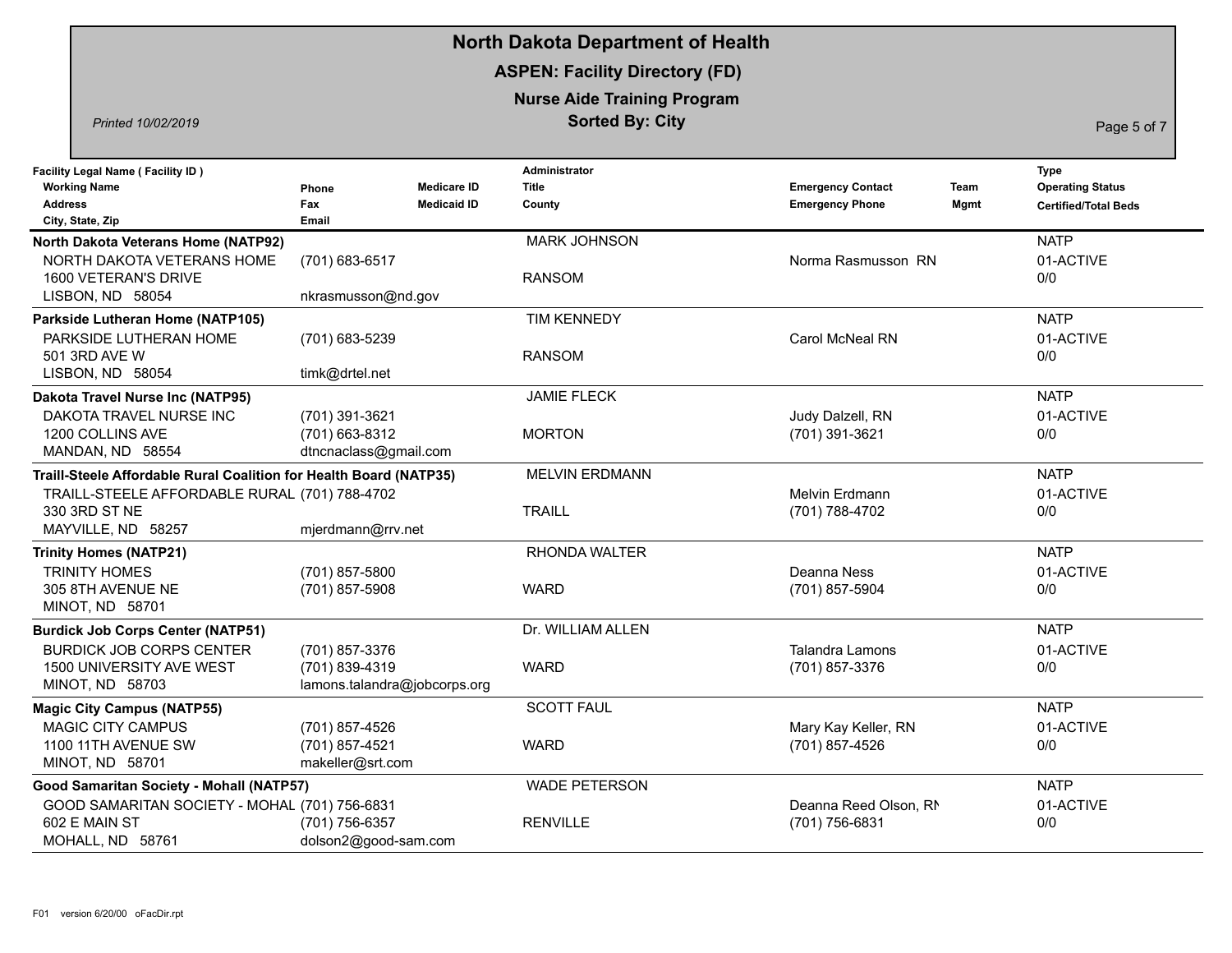# North Dakota Department of Health

## ASPEN: Facility Directory (FD)

### Nurse Aide Training Program

**Sorted By: City**

*Printed 10/02/2019*

| Facility Legal Name ( Facility ID ) / Working Name / Address / City, State, Zip | Phone / Fax / Email | Medicare ID / Medicaid ID | Administrator / Title / County | Emergency Contact / Emergency Phone | Team Mgmt | Type / Operating Status / Certified/Total Beds |
|---|---|---|---|---|---|---|
| **North Dakota Veterans Home (NATP92)**<br>NORTH DAKOTA VETERANS HOME<br>1600 VETERAN'S DRIVE<br>LISBON, ND 58054 | (701) 683-6517<br><br>nkrasmusson@nd.gov | | MARK JOHNSON<br><br>RANSOM | Norma Rasmusson RN | | NATP<br>01-ACTIVE<br>0/0 |
| **Parkside Lutheran Home (NATP105)**<br>PARKSIDE LUTHERAN HOME<br>501 3RD AVE W<br>LISBON, ND 58054 | (701) 683-5239<br><br>timk@drtel.net | | TIM KENNEDY<br><br>RANSOM | Carol McNeal RN | | NATP<br>01-ACTIVE<br>0/0 |
| **Dakota Travel Nurse Inc (NATP95)**<br>DAKOTA TRAVEL NURSE INC<br>1200 COLLINS AVE<br>MANDAN, ND 58554 | (701) 391-3621<br>(701) 663-8312<br>dtncnaclass@gmail.com | | JAMIE FLECK<br><br>MORTON | Judy Dalzell, RN<br>(701) 391-3621 | | NATP<br>01-ACTIVE<br>0/0 |
| **Traill-Steele Affordable Rural Coalition for Health Board (NATP35)**<br>TRAILL-STEELE AFFORDABLE RURAL<br>330 3RD ST NE<br>MAYVILLE, ND 58257 | (701) 788-4702<br><br>mjerdmann@rrv.net | | MELVIN ERDMANN<br><br>TRAILL | Melvin Erdmann<br>(701) 788-4702 | | NATP<br>01-ACTIVE<br>0/0 |
| **Trinity Homes (NATP21)**<br>TRINITY HOMES<br>305 8TH AVENUE NE<br>MINOT, ND 58701 | (701) 857-5800<br>(701) 857-5908 | | RHONDA WALTER<br><br>WARD | Deanna Ness<br>(701) 857-5904 | | NATP<br>01-ACTIVE<br>0/0 |
| **Burdick Job Corps Center (NATP51)**<br>BURDICK JOB CORPS CENTER<br>1500 UNIVERSITY AVE WEST<br>MINOT, ND 58703 | (701) 857-3376<br>(701) 839-4319<br>lamons.talandra@jobcorps.org | | Dr. WILLIAM ALLEN<br><br>WARD | Talandra Lamons<br>(701) 857-3376 | | NATP<br>01-ACTIVE<br>0/0 |
| **Magic City Campus (NATP55)**<br>MAGIC CITY CAMPUS<br>1100 11TH AVENUE SW<br>MINOT, ND 58701 | (701) 857-4526<br>(701) 857-4521<br>makeller@srt.com | | SCOTT FAUL<br><br>WARD | Mary Kay Keller, RN<br>(701) 857-4526 | | NATP<br>01-ACTIVE<br>0/0 |
| **Good Samaritan Society - Mohall (NATP57)**<br>GOOD SAMARITAN SOCIETY - MOHAL<br>602 E MAIN ST<br>MOHALL, ND 58761 | (701) 756-6831<br>(701) 756-6357<br>dolson2@good-sam.com | | WADE PETERSON<br><br>RENVILLE | Deanna Reed Olson, RN<br>(701) 756-6831 | | NATP<br>01-ACTIVE<br>0/0 |

F01 version 6/20/00 oFacDir.rpt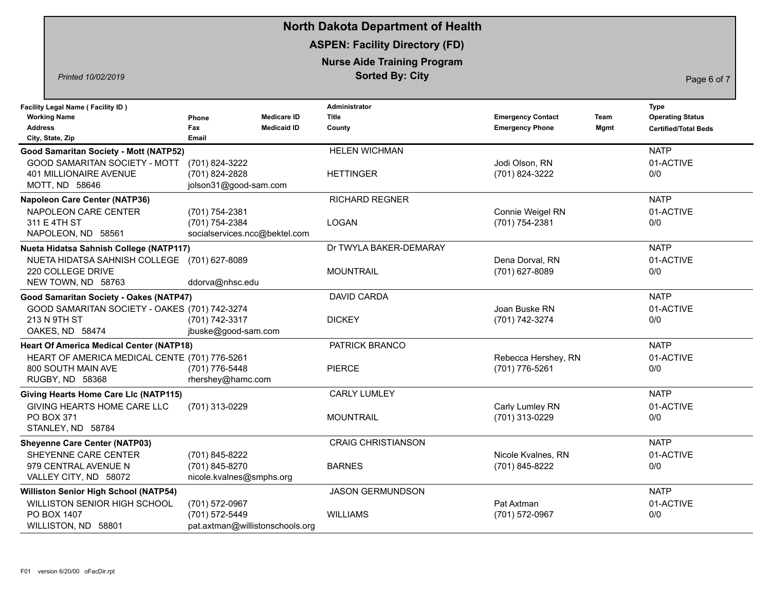# North Dakota Department of Health

## ASPEN: Facility Directory (FD)

## Nurse Aide Training Program

## Sorted By: City

*Printed 10/02/2019*

| Facility Legal Name ( Facility ID ) / Working Name / Address / City, State, Zip | Phone / Fax / Email | Medicare ID / Medicaid ID | Administrator / Title / County | Emergency Contact / Emergency Phone | Team Mgmt | Type / Operating Status / Certified/Total Beds |
|---|---|---|---|---|---|---|
| **Good Samaritan Society - Mott (NATP52)**<br>GOOD SAMARITAN SOCIETY - MOTT<br>401 MILLIONAIRE AVENUE<br>MOTT, ND 58646 | (701) 824-3222<br>(701) 824-2828<br>jolson31@good-sam.com | | HELEN WICHMAN<br><br>HETTINGER | Jodi Olson, RN<br>(701) 824-3222 | | NATP<br>01-ACTIVE<br>0/0 |
| **Napoleon Care Center (NATP36)**<br>NAPOLEON CARE CENTER<br>311 E 4TH ST<br>NAPOLEON, ND 58561 | (701) 754-2381<br>(701) 754-2384<br>socialservices.ncc@bektel.com | | RICHARD REGNER<br><br>LOGAN | Connie Weigel RN<br>(701) 754-2381 | | NATP<br>01-ACTIVE<br>0/0 |
| **Nueta Hidatsa Sahnish College (NATP117)**<br>NUETA HIDATSA SAHNISH COLLEGE<br>220 COLLEGE DRIVE<br>NEW TOWN, ND 58763 | (701) 627-8089<br><br>ddorva@nhsc.edu | | Dr TWYLA BAKER-DEMARAY<br><br>MOUNTRAIL | Dena Dorval, RN<br>(701) 627-8089 | | NATP<br>01-ACTIVE<br>0/0 |
| **Good Samaritan Society - Oakes (NATP47)**<br>GOOD SAMARITAN SOCIETY - OAKES<br>213 N 9TH ST<br>OAKES, ND 58474 | (701) 742-3274<br>(701) 742-3317<br>jbuske@good-sam.com | | DAVID CARDA<br><br>DICKEY | Joan Buske RN<br>(701) 742-3274 | | NATP<br>01-ACTIVE<br>0/0 |
| **Heart Of America Medical Center (NATP18)**<br>HEART OF AMERICA MEDICAL CENTE<br>800 SOUTH MAIN AVE<br>RUGBY, ND 58368 | (701) 776-5261<br>(701) 776-5448<br>rhershey@hamc.com | | PATRICK BRANCO<br><br>PIERCE | Rebecca Hershey, RN<br>(701) 776-5261 | | NATP<br>01-ACTIVE<br>0/0 |
| **Giving Hearts Home Care Llc (NATP115)**<br>GIVING HEARTS HOME CARE LLC<br>PO BOX 371<br>STANLEY, ND 58784 | (701) 313-0229 | | CARLY LUMLEY<br><br>MOUNTRAIL | Carly Lumley RN<br>(701) 313-0229 | | NATP<br>01-ACTIVE<br>0/0 |
| **Sheyenne Care Center (NATP03)**<br>SHEYENNE CARE CENTER<br>979 CENTRAL AVENUE N<br>VALLEY CITY, ND 58072 | (701) 845-8222<br>(701) 845-8270<br>nicole.kvalnes@smphs.org | | CRAIG CHRISTIANSON<br><br>BARNES | Nicole Kvalnes, RN<br>(701) 845-8222 | | NATP<br>01-ACTIVE<br>0/0 |
| **Williston Senior High School (NATP54)**<br>WILLISTON SENIOR HIGH SCHOOL<br>PO BOX 1407<br>WILLISTON, ND 58801 | (701) 572-0967<br>(701) 572-5449<br>pat.axtman@willistonschools.org | | JASON GERMUNDSON<br><br>WILLIAMS | Pat Axtman<br>(701) 572-0967 | | NATP<br>01-ACTIVE<br>0/0 |

F01 version 6/20/00 oFacDir.rpt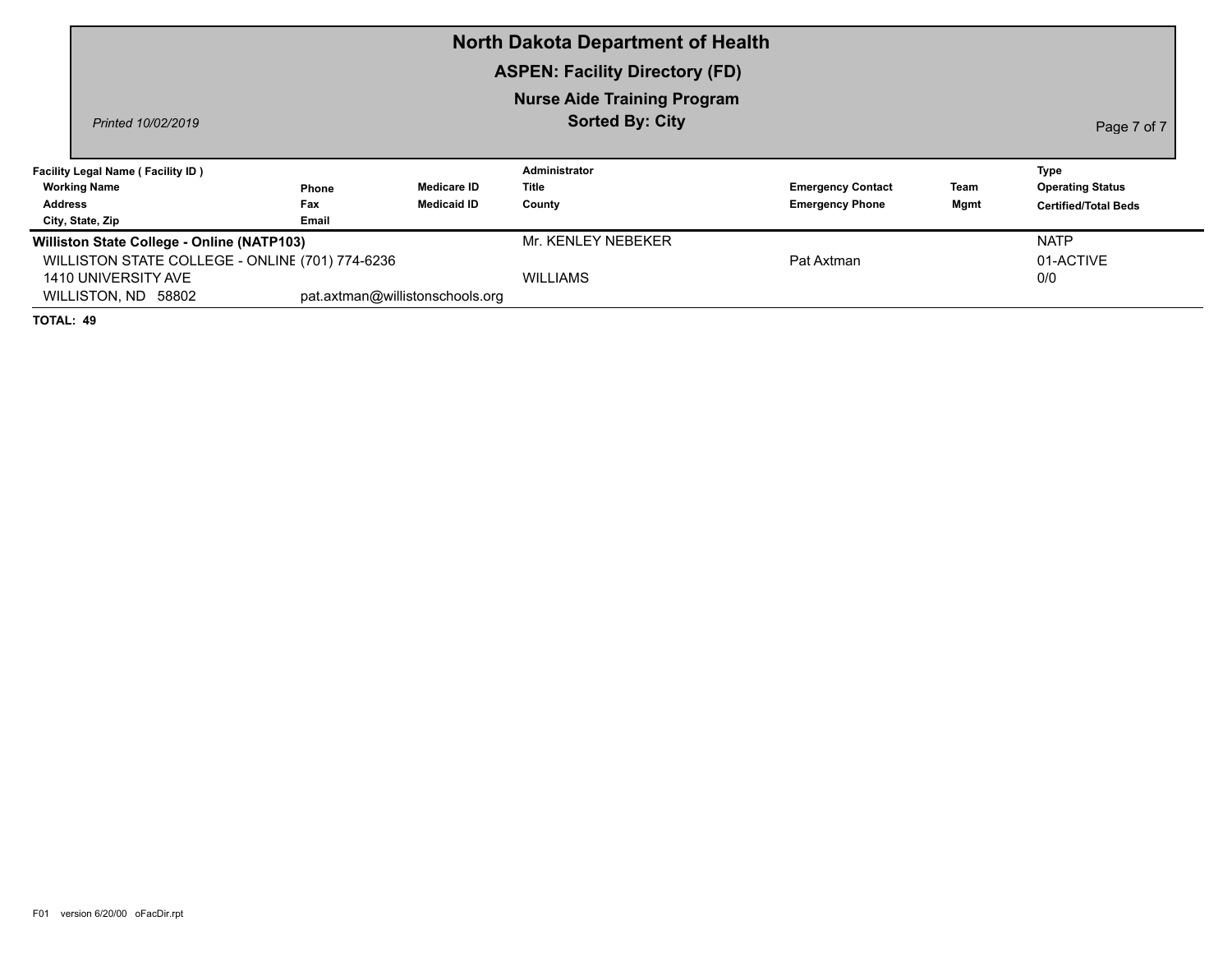# North Dakota Department of Health

## ASPEN: Facility Directory (FD)

### Nurse Aide Training Program

*Printed 10/02/2019*

**Sorted By: City**

| Facility Legal Name ( Facility ID ) / Working Name / Address / City, State, Zip | Phone / Fax / Email | Medicare ID / Medicaid ID | Administrator / Title / County | Emergency Contact / Emergency Phone | Team / Mgmt | Type / Operating Status / Certified/Total Beds |
|---|---|---|---|---|---|---|
| **Williston State College - Online (NATP103)**<br>WILLISTON STATE COLLEGE - ONLINE<br>1410 UNIVERSITY AVE<br>WILLISTON, ND 58802 | (701) 774-6236<br><br>pat.axtman@willistonschools.org | | Mr. KENLEY NEBEKER<br><br>WILLIAMS | Pat Axtman | | NATP<br>01-ACTIVE<br>0/0 |

**TOTAL: 49**

F01 version 6/20/00 oFacDir.rpt